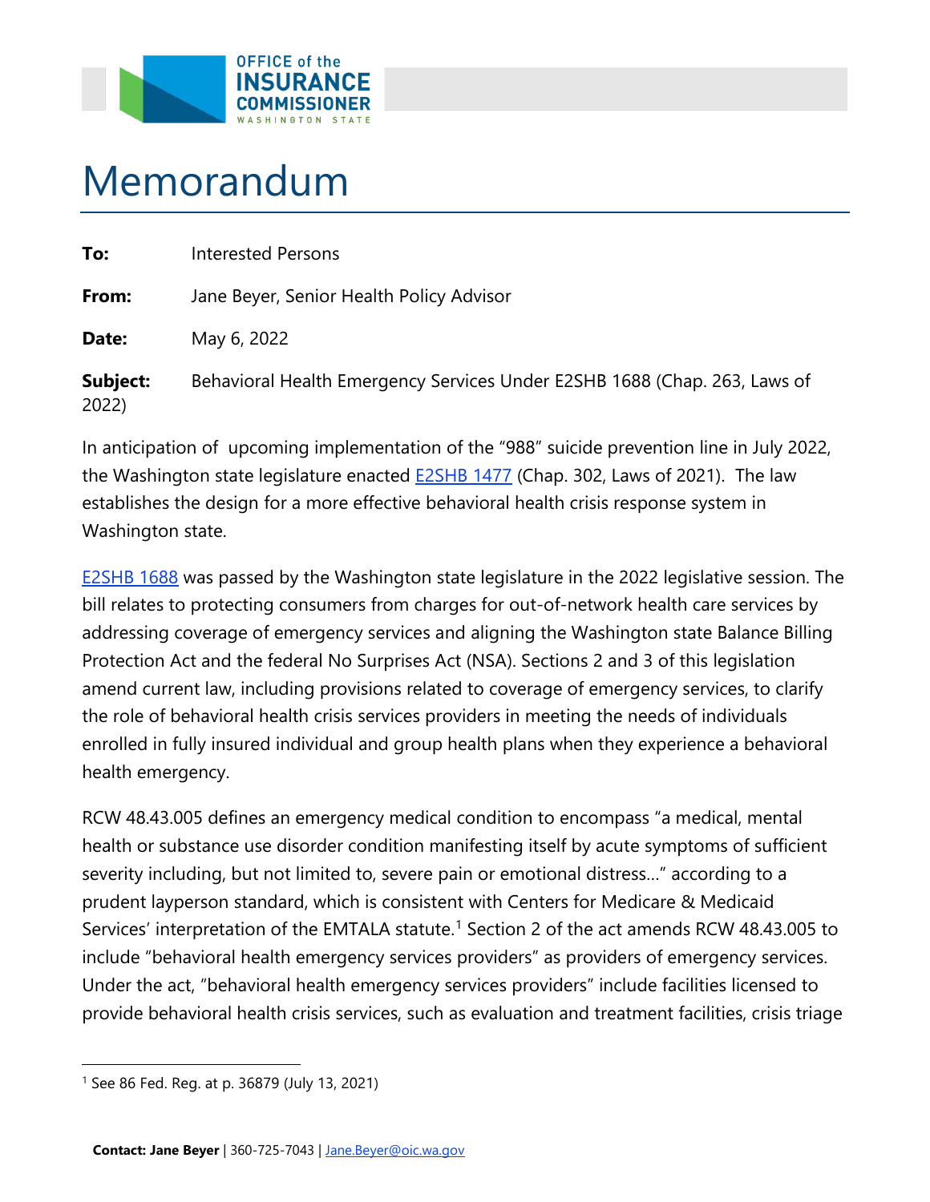OFFICE of the INSURANCE COMMISSIONER WASHINGTON STATE

# Memorandum

**To:** Interested Persons

**From:** Jane Beyer, Senior Health Policy Advisor

**Date:** May 6, 2022

**Subject:** Behavioral Health Emergency Services Under E2SHB 1688 (Chap. 263, Laws of 2022)

In anticipation of upcoming implementation of the "988" suicide prevention line in July 2022, the Washington state legislature enacted [E2SHB 1477](#) (Chap. 302, Laws of 2021). The law establishes the design for a more effective behavioral health crisis response system in Washington state.

[E2SHB 1688](#) was passed by the Washington state legislature in the 2022 legislative session. The bill relates to protecting consumers from charges for out-of-network health care services by addressing coverage of emergency services and aligning the Washington state Balance Billing Protection Act and the federal No Surprises Act (NSA). Sections 2 and 3 of this legislation amend current law, including provisions related to coverage of emergency services, to clarify the role of behavioral health crisis services providers in meeting the needs of individuals enrolled in fully insured individual and group health plans when they experience a behavioral health emergency.

RCW 48.43.005 defines an emergency medical condition to encompass "a medical, mental health or substance use disorder condition manifesting itself by acute symptoms of sufficient severity including, but not limited to, severe pain or emotional distress…" according to a prudent layperson standard, which is consistent with Centers for Medicare & Medicaid Services' interpretation of the EMTALA statute.[1] Section 2 of the act amends RCW 48.43.005 to include "behavioral health emergency services providers" as providers of emergency services. Under the act, "behavioral health emergency services providers" include facilities licensed to provide behavioral health crisis services, such as evaluation and treatment facilities, crisis triage

[1] See 86 Fed. Reg. at p. 36879 (July 13, 2021)

**Contact: Jane Beyer** | 360-725-7043 | [Jane.Beyer@oic.wa.gov](mailto:Jane.Beyer@oic.wa.gov)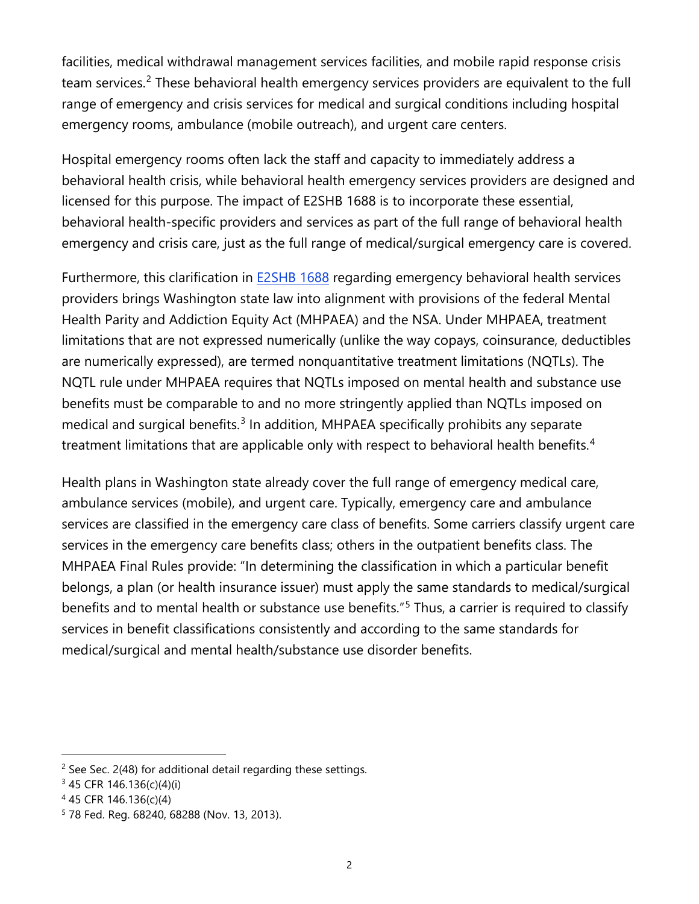facilities, medical withdrawal management services facilities, and mobile rapid response crisis team services.[2] These behavioral health emergency services providers are equivalent to the full range of emergency and crisis services for medical and surgical conditions including hospital emergency rooms, ambulance (mobile outreach), and urgent care centers.

Hospital emergency rooms often lack the staff and capacity to immediately address a behavioral health crisis, while behavioral health emergency services providers are designed and licensed for this purpose. The impact of E2SHB 1688 is to incorporate these essential, behavioral health-specific providers and services as part of the full range of behavioral health emergency and crisis care, just as the full range of medical/surgical emergency care is covered.

Furthermore, this clarification in E2SHB 1688 regarding emergency behavioral health services providers brings Washington state law into alignment with provisions of the federal Mental Health Parity and Addiction Equity Act (MHPAEA) and the NSA. Under MHPAEA, treatment limitations that are not expressed numerically (unlike the way copays, coinsurance, deductibles are numerically expressed), are termed nonquantitative treatment limitations (NQTLs). The NQTL rule under MHPAEA requires that NQTLs imposed on mental health and substance use benefits must be comparable to and no more stringently applied than NQTLs imposed on medical and surgical benefits.[3] In addition, MHPAEA specifically prohibits any separate treatment limitations that are applicable only with respect to behavioral health benefits.[4]

Health plans in Washington state already cover the full range of emergency medical care, ambulance services (mobile), and urgent care. Typically, emergency care and ambulance services are classified in the emergency care class of benefits. Some carriers classify urgent care services in the emergency care benefits class; others in the outpatient benefits class. The MHPAEA Final Rules provide: "In determining the classification in which a particular benefit belongs, a plan (or health insurance issuer) must apply the same standards to medical/surgical benefits and to mental health or substance use benefits."[5] Thus, a carrier is required to classify services in benefit classifications consistently and according to the same standards for medical/surgical and mental health/substance use disorder benefits.

---

[2] See Sec. 2(48) for additional detail regarding these settings.

[3] 45 CFR 146.136(c)(4)(i)

[4] 45 CFR 146.136(c)(4)

[5] 78 Fed. Reg. 68240, 68288 (Nov. 13, 2013).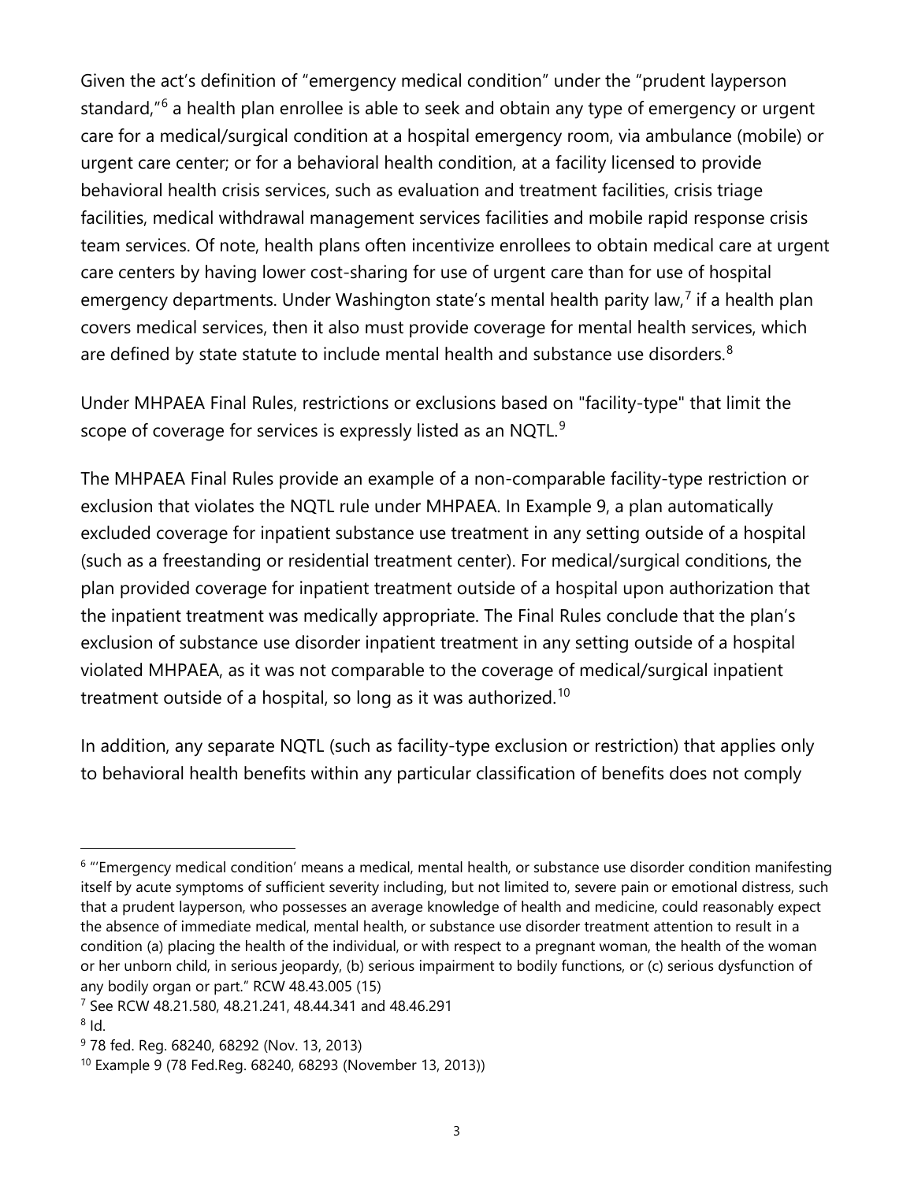Given the act's definition of "emergency medical condition" under the "prudent layperson standard,"[6] a health plan enrollee is able to seek and obtain any type of emergency or urgent care for a medical/surgical condition at a hospital emergency room, via ambulance (mobile) or urgent care center; or for a behavioral health condition, at a facility licensed to provide behavioral health crisis services, such as evaluation and treatment facilities, crisis triage facilities, medical withdrawal management services facilities and mobile rapid response crisis team services. Of note, health plans often incentivize enrollees to obtain medical care at urgent care centers by having lower cost-sharing for use of urgent care than for use of hospital emergency departments. Under Washington state's mental health parity law,[7] if a health plan covers medical services, then it also must provide coverage for mental health services, which are defined by state statute to include mental health and substance use disorders.[8]

Under MHPAEA Final Rules, restrictions or exclusions based on "facility-type" that limit the scope of coverage for services is expressly listed as an NQTL.[9]

The MHPAEA Final Rules provide an example of a non-comparable facility-type restriction or exclusion that violates the NQTL rule under MHPAEA. In Example 9, a plan automatically excluded coverage for inpatient substance use treatment in any setting outside of a hospital (such as a freestanding or residential treatment center). For medical/surgical conditions, the plan provided coverage for inpatient treatment outside of a hospital upon authorization that the inpatient treatment was medically appropriate. The Final Rules conclude that the plan's exclusion of substance use disorder inpatient treatment in any setting outside of a hospital violated MHPAEA, as it was not comparable to the coverage of medical/surgical inpatient treatment outside of a hospital, so long as it was authorized.[10]

In addition, any separate NQTL (such as facility-type exclusion or restriction) that applies only to behavioral health benefits within any particular classification of benefits does not comply

---

[6] "'Emergency medical condition' means a medical, mental health, or substance use disorder condition manifesting itself by acute symptoms of sufficient severity including, but not limited to, severe pain or emotional distress, such that a prudent layperson, who possesses an average knowledge of health and medicine, could reasonably expect the absence of immediate medical, mental health, or substance use disorder treatment attention to result in a condition (a) placing the health of the individual, or with respect to a pregnant woman, the health of the woman or her unborn child, in serious jeopardy, (b) serious impairment to bodily functions, or (c) serious dysfunction of any bodily organ or part." RCW 48.43.005 (15)

[7] See RCW 48.21.580, 48.21.241, 48.44.341 and 48.46.291

[8] Id.

[9] 78 fed. Reg. 68240, 68292 (Nov. 13, 2013)

[10] Example 9 (78 Fed.Reg. 68240, 68293 (November 13, 2013))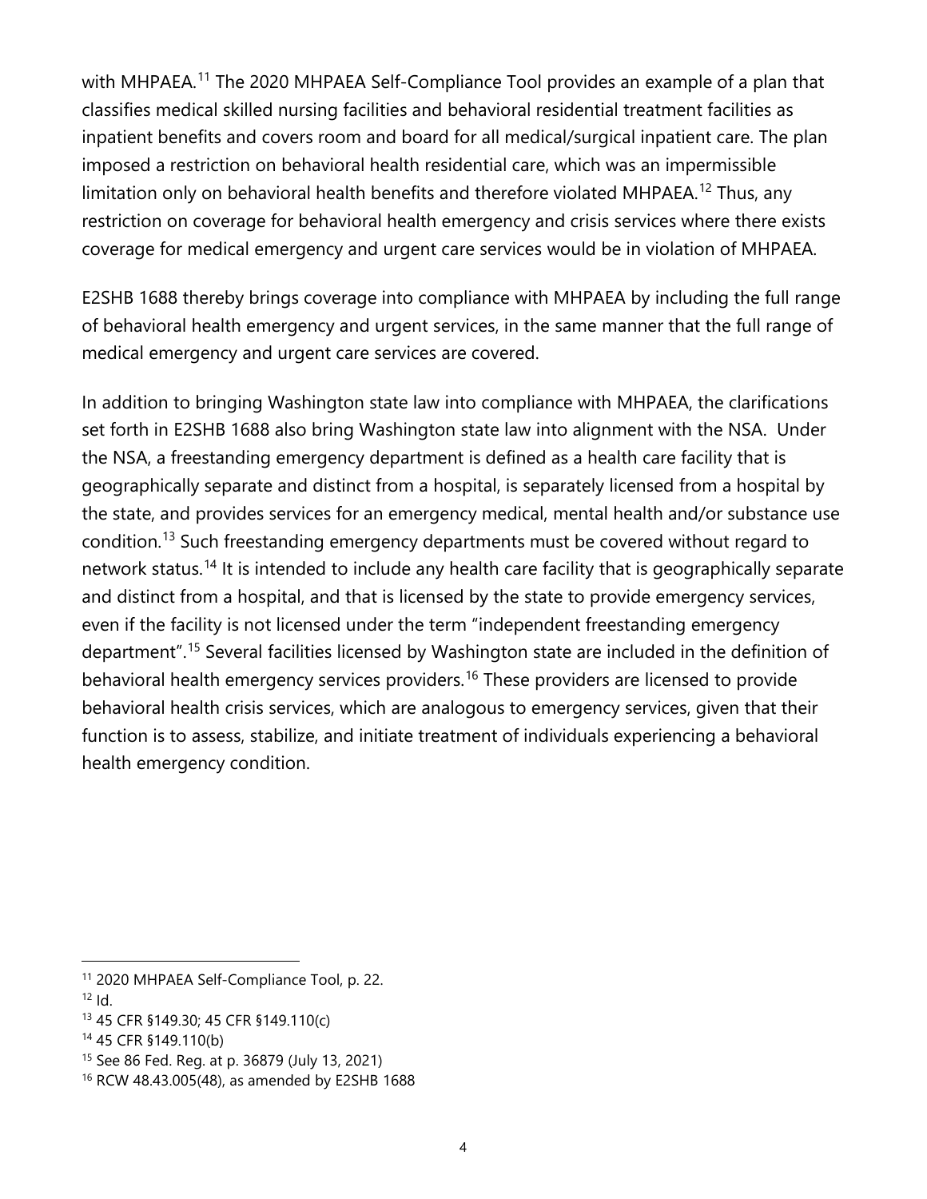with MHPAEA.[11] The 2020 MHPAEA Self-Compliance Tool provides an example of a plan that classifies medical skilled nursing facilities and behavioral residential treatment facilities as inpatient benefits and covers room and board for all medical/surgical inpatient care. The plan imposed a restriction on behavioral health residential care, which was an impermissible limitation only on behavioral health benefits and therefore violated MHPAEA.[12] Thus, any restriction on coverage for behavioral health emergency and crisis services where there exists coverage for medical emergency and urgent care services would be in violation of MHPAEA.

E2SHB 1688 thereby brings coverage into compliance with MHPAEA by including the full range of behavioral health emergency and urgent services, in the same manner that the full range of medical emergency and urgent care services are covered.

In addition to bringing Washington state law into compliance with MHPAEA, the clarifications set forth in E2SHB 1688 also bring Washington state law into alignment with the NSA. Under the NSA, a freestanding emergency department is defined as a health care facility that is geographically separate and distinct from a hospital, is separately licensed from a hospital by the state, and provides services for an emergency medical, mental health and/or substance use condition.[13] Such freestanding emergency departments must be covered without regard to network status.[14] It is intended to include any health care facility that is geographically separate and distinct from a hospital, and that is licensed by the state to provide emergency services, even if the facility is not licensed under the term "independent freestanding emergency department".[15] Several facilities licensed by Washington state are included in the definition of behavioral health emergency services providers.[16] These providers are licensed to provide behavioral health crisis services, which are analogous to emergency services, given that their function is to assess, stabilize, and initiate treatment of individuals experiencing a behavioral health emergency condition.

---

[11] 2020 MHPAEA Self-Compliance Tool, p. 22.

[12] Id.

[13] 45 CFR §149.30; 45 CFR §149.110(c)

[14] 45 CFR §149.110(b)

[15] See 86 Fed. Reg. at p. 36879 (July 13, 2021)

[16] RCW 48.43.005(48), as amended by E2SHB 1688